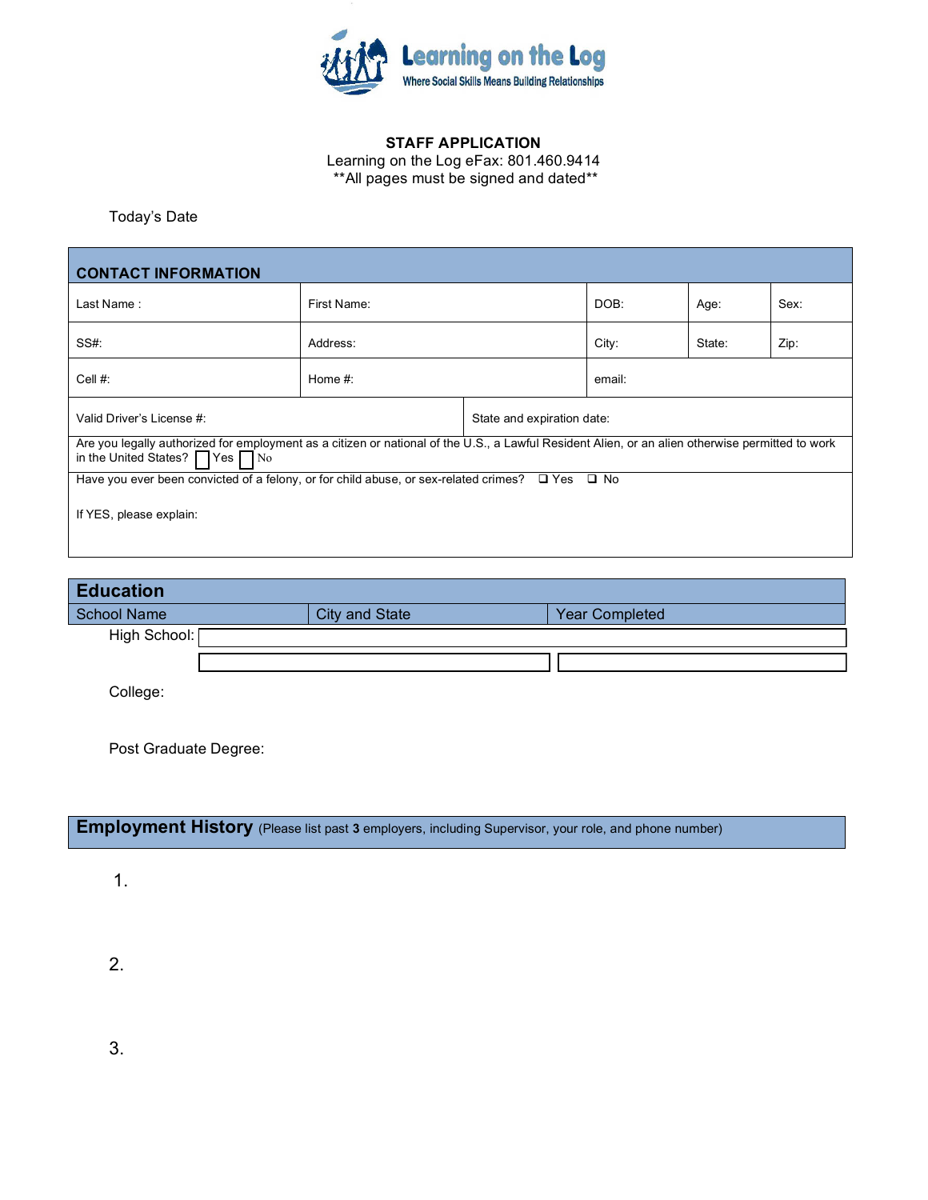Learning on the Log
Where Social Skills Means Building Relationships

**STAFF APPLICATION**
Learning on the Log eFax: 801.460.9414
**All pages must be signed and dated**

Today's Date

| CONTACT INFORMATION | | | | |
|---|---|---|---|---|
| Last Name : | First Name: | DOB: | Age: | Sex: |
| SS#: | Address: | City: | State: | Zip: |
| Cell #: | Home #: | email: | | |
| Valid Driver's License #: | State and expiration date: | | | |

Are you legally authorized for employment as a citizen or national of the U.S., a Lawful Resident Alien, or an alien otherwise permitted to work in the United States? ☐ Yes ☐ No

Have you ever been convicted of a felony, or for child abuse, or sex-related crimes? ☐ Yes ☐ No

If YES, please explain:

## Education

| School Name | City and State | Year Completed |
|---|---|---|
| High School: | | |
| College: | | |
| Post Graduate Degree: | | |

## Employment History (Please list past **3** employers, including Supervisor, your role, and phone number)

1.

2.

3.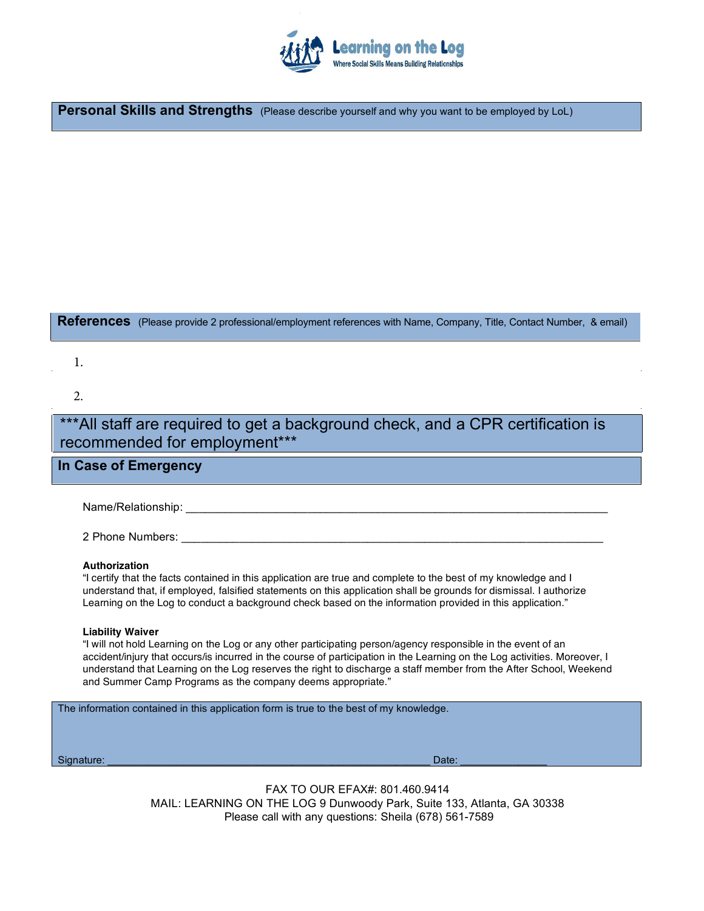Learning on the Log
Where Social Skills Means Building Relationships

## Personal Skills and Strengths (Please describe yourself and why you want to be employed by LoL)

## References (Please provide 2 professional/employment references with Name, Company, Title, Contact Number, & email)

1.

2.

***All staff are required to get a background check, and a CPR certification is recommended for employment***

## In Case of Emergency

Name/Relationship: ______________________________________________________________________

2 Phone Numbers: _______________________________________________________________________

**Authorization**
"I certify that the facts contained in this application are true and complete to the best of my knowledge and I understand that, if employed, falsified statements on this application shall be grounds for dismissal. I authorize Learning on the Log to conduct a background check based on the information provided in this application."

**Liability Waiver**
"I will not hold Learning on the Log or any other participating person/agency responsible in the event of an accident/injury that occurs/is incurred in the course of participation in the Learning on the Log activities. Moreover, I understand that Learning on the Log reserves the right to discharge a staff member from the After School, Weekend and Summer Camp Programs as the company deems appropriate."

The information contained in this application form is true to the best of my knowledge.

Signature: _______________________________________________________ Date: _______________

FAX TO OUR EFAX#: 801.460.9414
MAIL: LEARNING ON THE LOG 9 Dunwoody Park, Suite 133, Atlanta, GA 30338
Please call with any questions: Sheila (678) 561-7589